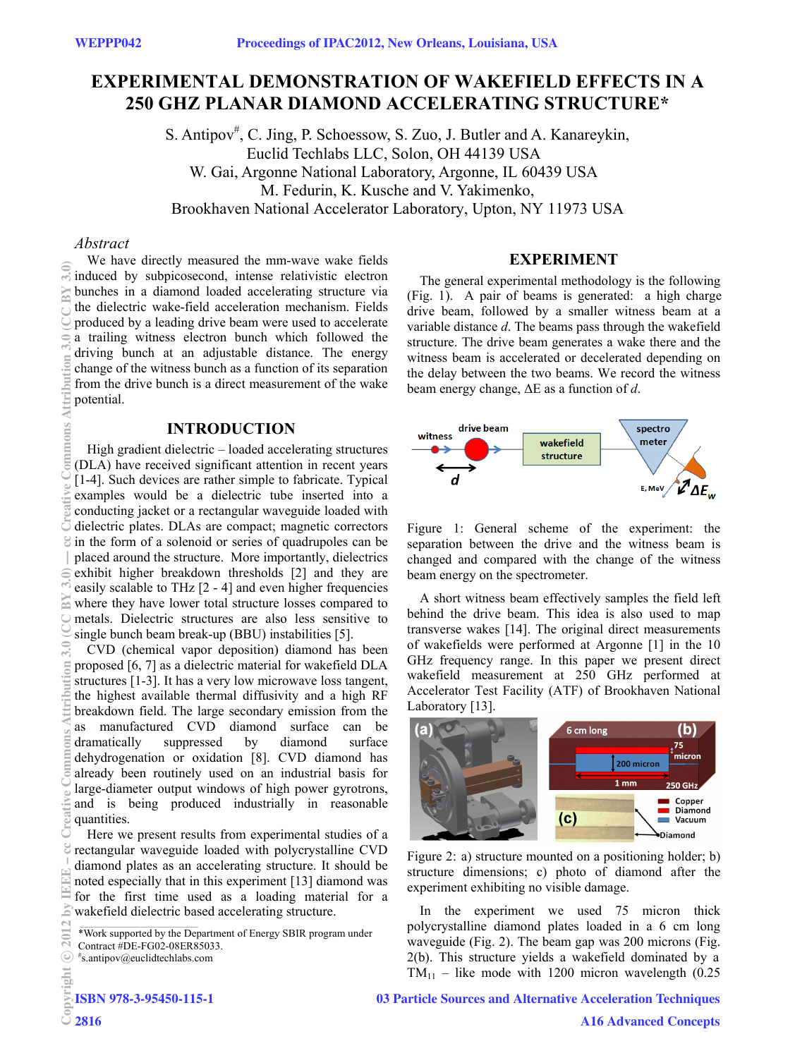# EXPERIMENTAL DEMONSTRATION OF WAKEFIELD EFFECTS IN A 250 GHZ PLANAR DIAMOND ACCELERATING STRUCTURE*

S. Antipov#, C. Jing, P. Schoessow, S. Zuo, J. Butler and A. Kanareykin,
Euclid Techlabs LLC, Solon, OH 44139 USA
W. Gai, Argonne National Laboratory, Argonne, IL 60439 USA
M. Fedurin, K. Kusche and V. Yakimenko,
Brookhaven National Accelerator Laboratory, Upton, NY 11973 USA

## *Abstract*

We have directly measured the mm-wave wake fields induced by subpicosecond, intense relativistic electron bunches in a diamond loaded accelerating structure via the dielectric wake-field acceleration mechanism. Fields produced by a leading drive beam were used to accelerate a trailing witness electron bunch which followed the driving bunch at an adjustable distance. The energy change of the witness bunch as a function of its separation from the drive bunch is a direct measurement of the wake potential.

## INTRODUCTION

High gradient dielectric – loaded accelerating structures (DLA) have received significant attention in recent years [1-4]. Such devices are rather simple to fabricate. Typical examples would be a dielectric tube inserted into a conducting jacket or a rectangular waveguide loaded with dielectric plates. DLAs are compact; magnetic correctors in the form of a solenoid or series of quadrupoles can be placed around the structure. More importantly, dielectrics exhibit higher breakdown thresholds [2] and they are easily scalable to THz [2 - 4] and even higher frequencies where they have lower total structure losses compared to metals. Dielectric structures are also less sensitive to single bunch beam break-up (BBU) instabilities [5].

CVD (chemical vapor deposition) diamond has been proposed [6, 7] as a dielectric material for wakefield DLA structures [1-3]. It has a very low microwave loss tangent, the highest available thermal diffusivity and a high RF breakdown field. The large secondary emission from the as manufactured CVD diamond surface can be dramatically suppressed by diamond surface dehydrogenation or oxidation [8]. CVD diamond has already been routinely used on an industrial basis for large-diameter output windows of high power gyrotrons, and is being produced industrially in reasonable quantities.

Here we present results from experimental studies of a rectangular waveguide loaded with polycrystalline CVD diamond plates as an accelerating structure. It should be noted especially that in this experiment [13] diamond was for the first time used as a loading material for a wakefield dielectric based accelerating structure.

*Work supported by the Department of Energy SBIR program under Contract #DE-FG02-08ER85033.
#s.antipov@euclidtechlabs.com

## EXPERIMENT

The general experimental methodology is the following (Fig. 1). A pair of beams is generated: a high charge drive beam, followed by a smaller witness beam at a variable distance *d*. The beams pass through the wakefield structure. The drive beam generates a wake there and the witness beam is accelerated or decelerated depending on the delay between the two beams. We record the witness beam energy change, ΔE as a function of *d*.

Figure 1: General scheme of the experiment: the separation between the drive and the witness beam is changed and compared with the change of the witness beam energy on the spectrometer.

A short witness beam effectively samples the field left behind the drive beam. This idea is also used to map transverse wakes [14]. The original direct measurements of wakefields were performed at Argonne [1] in the 10 GHz frequency range. In this paper we present direct wakefield measurement at 250 GHz performed at Accelerator Test Facility (ATF) of Brookhaven National Laboratory [13].

Figure 2: a) structure mounted on a positioning holder; b) structure dimensions; c) photo of diamond after the experiment exhibiting no visible damage.

In the experiment we used 75 micron thick polycrystalline diamond plates loaded in a 6 cm long waveguide (Fig. 2). The beam gap was 200 microns (Fig. 2(b). This structure yields a wakefield dominated by a $TM_{11}$ – like mode with 1200 micron wavelength (0.25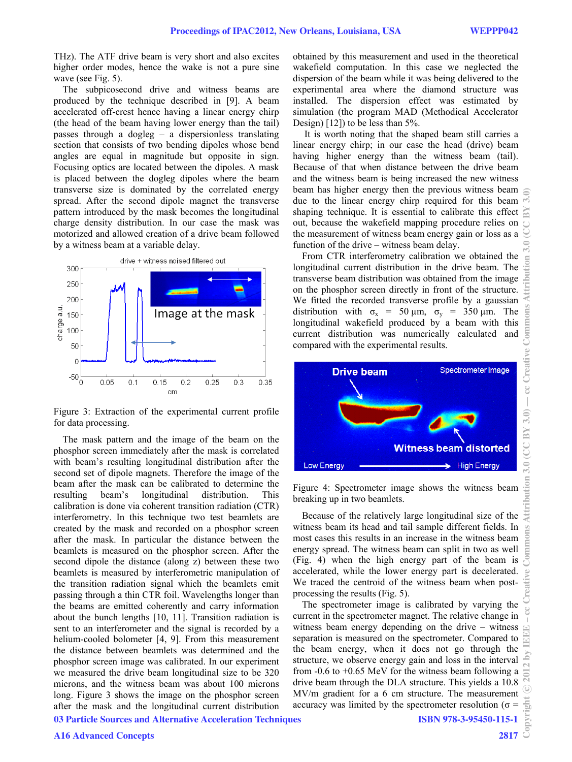THz). The ATF drive beam is very short and also excites higher order modes, hence the wake is not a pure sine wave (see Fig. 5).

The subpicosecond drive and witness beams are produced by the technique described in [9]. A beam accelerated off-crest hence having a linear energy chirp (the head of the beam having lower energy than the tail) passes through a dogleg – a dispersionless translating section that consists of two bending dipoles whose bend angles are equal in magnitude but opposite in sign. Focusing optics are located between the dipoles. A mask is placed between the dogleg dipoles where the beam transverse size is dominated by the correlated energy spread. After the second dipole magnet the transverse pattern introduced by the mask becomes the longitudinal charge density distribution. In our case the mask was motorized and allowed creation of a drive beam followed by a witness beam at a variable delay.

Figure 3: Extraction of the experimental current profile for data processing.

The mask pattern and the image of the beam on the phosphor screen immediately after the mask is correlated with beam's resulting longitudinal distribution after the second set of dipole magnets. Therefore the image of the beam after the mask can be calibrated to determine the resulting beam's longitudinal distribution. This calibration is done via coherent transition radiation (CTR) interferometry. In this technique two test beamlets are created by the mask and recorded on a phosphor screen after the mask. In particular the distance between the beamlets is measured on the phosphor screen. After the second dipole the distance (along z) between these two beamlets is measured by interferometric manipulation of the transition radiation signal which the beamlets emit passing through a thin CTR foil. Wavelengths longer than the beams are emitted coherently and carry information about the bunch lengths [10, 11]. Transition radiation is sent to an interferometer and the signal is recorded by a helium-cooled bolometer [4, 9]. From this measurement the distance between beamlets was determined and the phosphor screen image was calibrated. In our experiment we measured the drive beam longitudinal size to be 320 microns, and the witness beam was about 100 microns long. Figure 3 shows the image on the phosphor screen after the mask and the longitudinal current distribution obtained by this measurement and used in the theoretical wakefield computation. In this case we neglected the dispersion of the beam while it was being delivered to the experimental area where the diamond structure was installed. The dispersion effect was estimated by simulation (the program MAD (Methodical Accelerator Design) [12]) to be less than 5%.

It is worth noting that the shaped beam still carries a linear energy chirp; in our case the head (drive) beam having higher energy than the witness beam (tail). Because of that when distance between the drive beam and the witness beam is being increased the new witness beam has higher energy then the previous witness beam due to the linear energy chirp required for this beam shaping technique. It is essential to calibrate this effect out, because the wakefield mapping procedure relies on the measurement of witness beam energy gain or loss as a function of the drive – witness beam delay.

From CTR interferometry calibration we obtained the longitudinal current distribution in the drive beam. The transverse beam distribution was obtained from the image on the phosphor screen directly in front of the structure. We fitted the recorded transverse profile by a gaussian distribution with $\sigma_x$ = 50 µm, $\sigma_y$ = 350 µm. The longitudinal wakefield produced by a beam with this current distribution was numerically calculated and compared with the experimental results.

Figure 4: Spectrometer image shows the witness beam breaking up in two beamlets.

Because of the relatively large longitudinal size of the witness beam its head and tail sample different fields. In most cases this results in an increase in the witness beam energy spread. The witness beam can split in two as well (Fig. 4) when the high energy part of the beam is accelerated, while the lower energy part is decelerated. We traced the centroid of the witness beam when post-processing the results (Fig. 5).

The spectrometer image is calibrated by varying the current in the spectrometer magnet. The relative change in witness beam energy depending on the drive – witness separation is measured on the spectrometer. Compared to the beam energy, when it does not go through the structure, we observe energy gain and loss in the interval from -0.6 to +0.65 MeV for the witness beam following a drive beam through the DLA structure. This yields a 10.8 MV/m gradient for a 6 cm structure. The measurement accuracy was limited by the spectrometer resolution ($\sigma$ =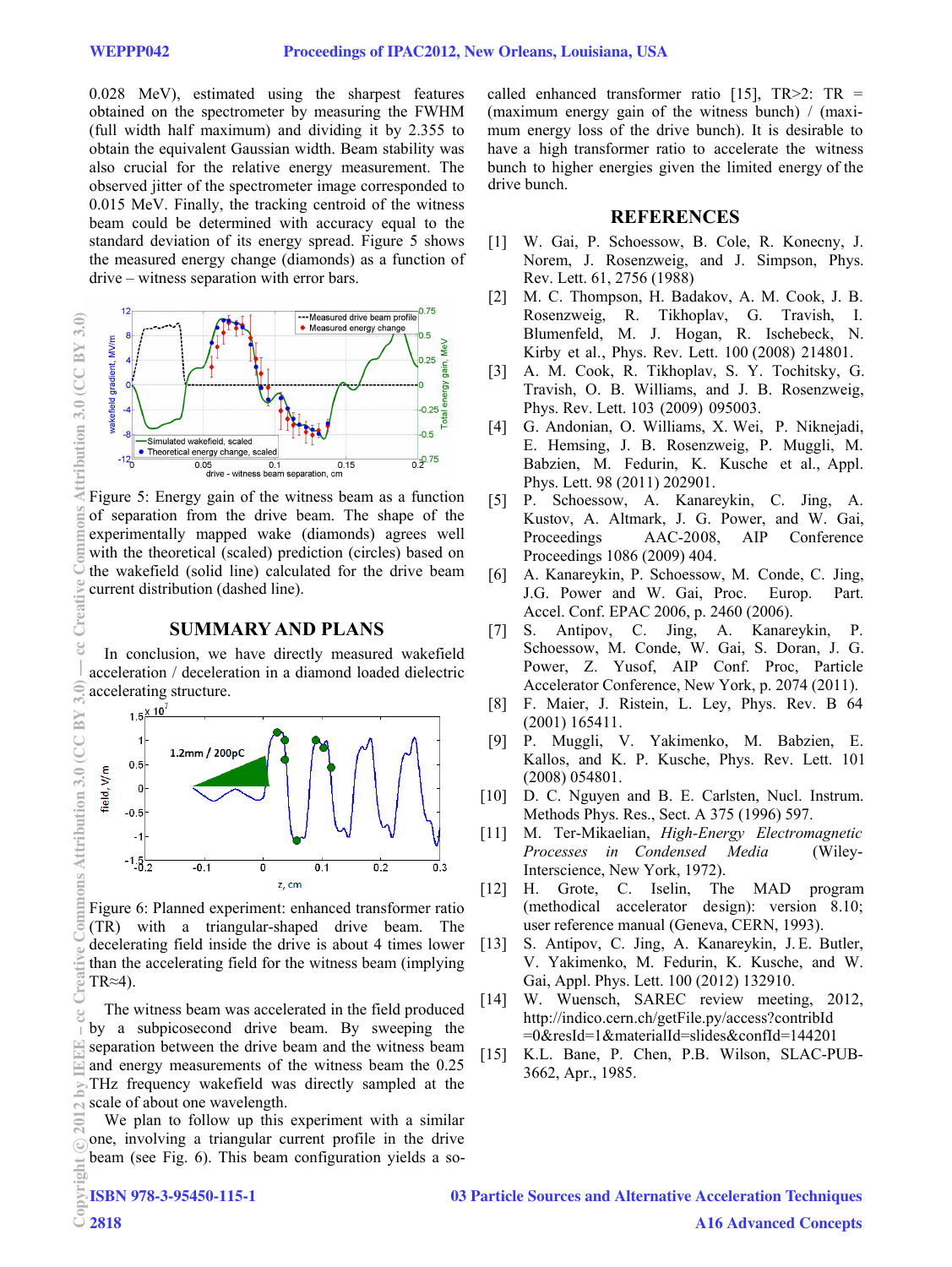0.028 MeV), estimated using the sharpest features obtained on the spectrometer by measuring the FWHM (full width half maximum) and dividing it by 2.355 to obtain the equivalent Gaussian width. Beam stability was also crucial for the relative energy measurement. The observed jitter of the spectrometer image corresponded to 0.015 MeV. Finally, the tracking centroid of the witness beam could be determined with accuracy equal to the standard deviation of its energy spread. Figure 5 shows the measured energy change (diamonds) as a function of drive – witness separation with error bars.

Measured drive beam profile
Measured energy change
Simulated wakefield, scaled
Theoretical energy change, scaled
wakefield gradient, MV/m
Total energy gain, MeV
drive - witness beam separation, cm

Figure 5: Energy gain of the witness beam as a function of separation from the drive beam. The shape of the experimentally mapped wake (diamonds) agrees well with the theoretical (scaled) prediction (circles) based on the wakefield (solid line) calculated for the drive beam current distribution (dashed line).

## SUMMARY AND PLANS

In conclusion, we have directly measured wakefield acceleration / deceleration in a diamond loaded dielectric accelerating structure.

$x\ 10^7$
1.2mm / 200pC
field, V/m
z, cm

Figure 6: Planned experiment: enhanced transformer ratio (TR) with a triangular-shaped drive beam. The decelerating field inside the drive is about 4 times lower than the accelerating field for the witness beam (implying TR≈4).

The witness beam was accelerated in the field produced by a subpicosecond drive beam. By sweeping the separation between the drive beam and the witness beam and energy measurements of the witness beam the 0.25 THz frequency wakefield was directly sampled at the scale of about one wavelength.

We plan to follow up this experiment with a similar one, involving a triangular current profile in the drive beam (see Fig. 6). This beam configuration yields a so-called enhanced transformer ratio [15], TR>2: TR = (maximum energy gain of the witness bunch) / (maximum energy loss of the drive bunch). It is desirable to have a high transformer ratio to accelerate the witness bunch to higher energies given the limited energy of the drive bunch.

## REFERENCES

[1] W. Gai, P. Schoessow, B. Cole, R. Konecny, J. Norem, J. Rosenzweig, and J. Simpson, Phys. Rev. Lett. 61, 2756 (1988)

[2] M. C. Thompson, H. Badakov, A. M. Cook, J. B. Rosenzweig, R. Tikhoplav, G. Travish, I. Blumenfeld, M. J. Hogan, R. Ischebeck, N. Kirby et al., Phys. Rev. Lett. 100 (2008) 214801.

[3] A. M. Cook, R. Tikhoplav, S. Y. Tochitsky, G. Travish, O. B. Williams, and J. B. Rosenzweig, Phys. Rev. Lett. 103 (2009) 095003.

[4] G. Andonian, O. Williams, X. Wei, P. Niknejadi, E. Hemsing, J. B. Rosenzweig, P. Muggli, M. Babzien, M. Fedurin, K. Kusche et al., Appl. Phys. Lett. 98 (2011) 202901.

[5] P. Schoessow, A. Kanareykin, C. Jing, A. Kustov, A. Altmark, J. G. Power, and W. Gai, Proceedings AAC-2008, AIP Conference Proceedings 1086 (2009) 404.

[6] A. Kanareykin, P. Schoessow, M. Conde, C. Jing, J.G. Power and W. Gai, Proc. Europ. Part. Accel. Conf. EPAC 2006, p. 2460 (2006).

[7] S. Antipov, C. Jing, A. Kanareykin, P. Schoessow, M. Conde, W. Gai, S. Doran, J. G. Power, Z. Yusof, AIP Conf. Proc, Particle Accelerator Conference, New York, p. 2074 (2011).

[8] F. Maier, J. Ristein, L. Ley, Phys. Rev. B 64 (2001) 165411.

[9] P. Muggli, V. Yakimenko, M. Babzien, E. Kallos, and K. P. Kusche, Phys. Rev. Lett. 101 (2008) 054801.

[10] D. C. Nguyen and B. E. Carlsten, Nucl. Instrum. Methods Phys. Res., Sect. A 375 (1996) 597.

[11] M. Ter-Mikaelian, *High-Energy Electromagnetic Processes in Condensed Media* (Wiley-Interscience, New York, 1972).

[12] H. Grote, C. Iselin, The MAD program (methodical accelerator design): version 8.10; user reference manual (Geneva, CERN, 1993).

[13] S. Antipov, C. Jing, A. Kanareykin, J. E. Butler, V. Yakimenko, M. Fedurin, K. Kusche, and W. Gai, Appl. Phys. Lett. 100 (2012) 132910.

[14] W. Wuensch, SAREC review meeting, 2012, http://indico.cern.ch/getFile.py/access?contribId=0&resId=1&materialId=slides&confId=144201

[15] K.L. Bane, P. Chen, P.B. Wilson, SLAC-PUB-3662, Apr., 1985.